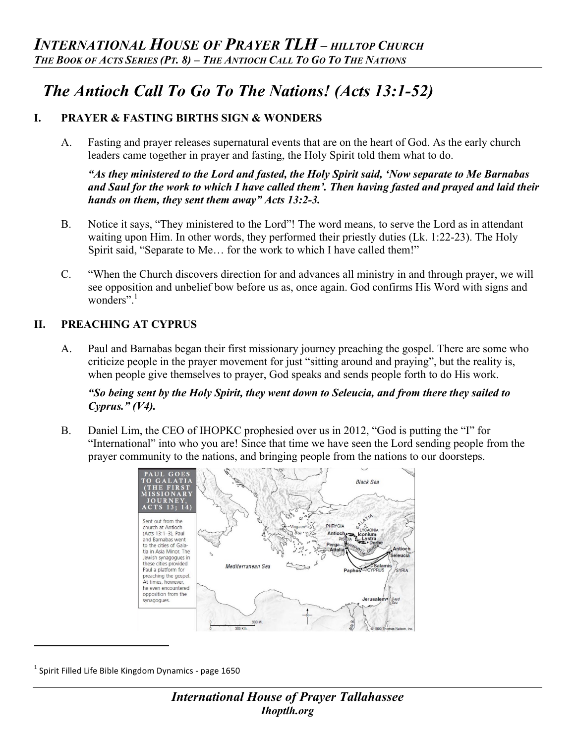# The Antioch Call To Go To The Nations! (Acts 13:1-52)

## I. PRAYER & FASTING BIRTHS SIGN & WONDERS

A. Fasting and prayer releases supernatural events that are on the heart of God. As the early church leaders came together in prayer and fasting, the Holy Spirit told them what to do.

***"As they ministered to the Lord and fasted, the Holy Spirit said, 'Now separate to Me Barnabas and Saul for the work to which I have called them'. Then having fasted and prayed and laid their hands on them, they sent them away" Acts 13:2-3.***

B. Notice it says, "They ministered to the Lord"! The word means, to serve the Lord as in attendant waiting upon Him. In other words, they performed their priestly duties (Lk. 1:22-23). The Holy Spirit said, "Separate to Me… for the work to which I have called them!"

C. "When the Church discovers direction for and advances all ministry in and through prayer, we will see opposition and unbelief bow before us as, once again. God confirms His Word with signs and wonders".[1]

## II. PREACHING AT CYPRUS

A. Paul and Barnabas began their first missionary journey preaching the gospel. There are some who criticize people in the prayer movement for just "sitting around and praying", but the reality is, when people give themselves to prayer, God speaks and sends people forth to do His work.

***"So being sent by the Holy Spirit, they went down to Seleucia, and from there they sailed to Cyprus." (V4).***

B. Daniel Lim, the CEO of IHOPKC prophesied over us in 2012, "God is putting the "I" for "International" into who you are! Since that time we have seen the Lord sending people from the prayer community to the nations, and bringing people from the nations to our doorsteps.

PAUL GOES TO GALATIA (THE FIRST MISSIONARY JOURNEY, ACTS 13; 14)

Sent out from the church at Antioch (Acts 13:1–3), Paul and Barnabas went to the cities of Galatia in Asia Minor. The Jewish synagogues in these cities provided Paul a platform for preaching the gospel. At times, however, he even encountered opposition from the synagogues.

[1] Spirit Filled Life Bible Kingdom Dynamics - page 1650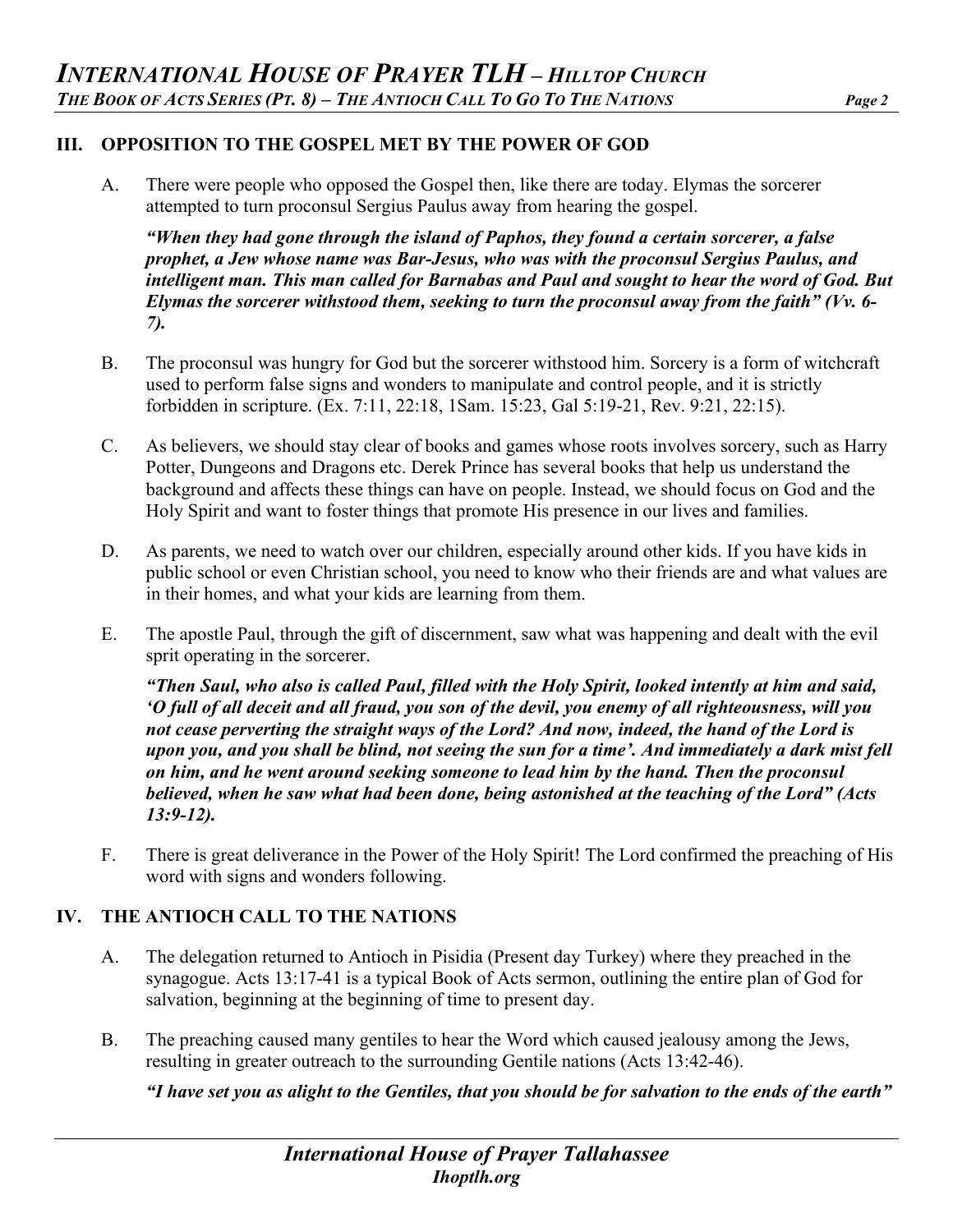## III. OPPOSITION TO THE GOSPEL MET BY THE POWER OF GOD

A. There were people who opposed the Gospel then, like there are today. Elymas the sorcerer attempted to turn proconsul Sergius Paulus away from hearing the gospel.

***"When they had gone through the island of Paphos, they found a certain sorcerer, a false prophet, a Jew whose name was Bar-Jesus, who was with the proconsul Sergius Paulus, and intelligent man. This man called for Barnabas and Paul and sought to hear the word of God. But Elymas the sorcerer withstood them, seeking to turn the proconsul away from the faith" (Vv. 6-7).***

B. The proconsul was hungry for God but the sorcerer withstood him. Sorcery is a form of witchcraft used to perform false signs and wonders to manipulate and control people, and it is strictly forbidden in scripture. (Ex. 7:11, 22:18, 1Sam. 15:23, Gal 5:19-21, Rev. 9:21, 22:15).

C. As believers, we should stay clear of books and games whose roots involves sorcery, such as Harry Potter, Dungeons and Dragons etc. Derek Prince has several books that help us understand the background and affects these things can have on people. Instead, we should focus on God and the Holy Spirit and want to foster things that promote His presence in our lives and families.

D. As parents, we need to watch over our children, especially around other kids. If you have kids in public school or even Christian school, you need to know who their friends are and what values are in their homes, and what your kids are learning from them.

E. The apostle Paul, through the gift of discernment, saw what was happening and dealt with the evil sprit operating in the sorcerer.

***"Then Saul, who also is called Paul, filled with the Holy Spirit, looked intently at him and said, 'O full of all deceit and all fraud, you son of the devil, you enemy of all righteousness, will you not cease perverting the straight ways of the Lord? And now, indeed, the hand of the Lord is upon you, and you shall be blind, not seeing the sun for a time'. And immediately a dark mist fell on him, and he went around seeking someone to lead him by the hand. Then the proconsul believed, when he saw what had been done, being astonished at the teaching of the Lord" (Acts 13:9-12).***

F. There is great deliverance in the Power of the Holy Spirit! The Lord confirmed the preaching of His word with signs and wonders following.

## IV. THE ANTIOCH CALL TO THE NATIONS

A. The delegation returned to Antioch in Pisidia (Present day Turkey) where they preached in the synagogue. Acts 13:17-41 is a typical Book of Acts sermon, outlining the entire plan of God for salvation, beginning at the beginning of time to present day.

B. The preaching caused many gentiles to hear the Word which caused jealousy among the Jews, resulting in greater outreach to the surrounding Gentile nations (Acts 13:42-46).

***"I have set you as alight to the Gentiles, that you should be for salvation to the ends of the earth"***